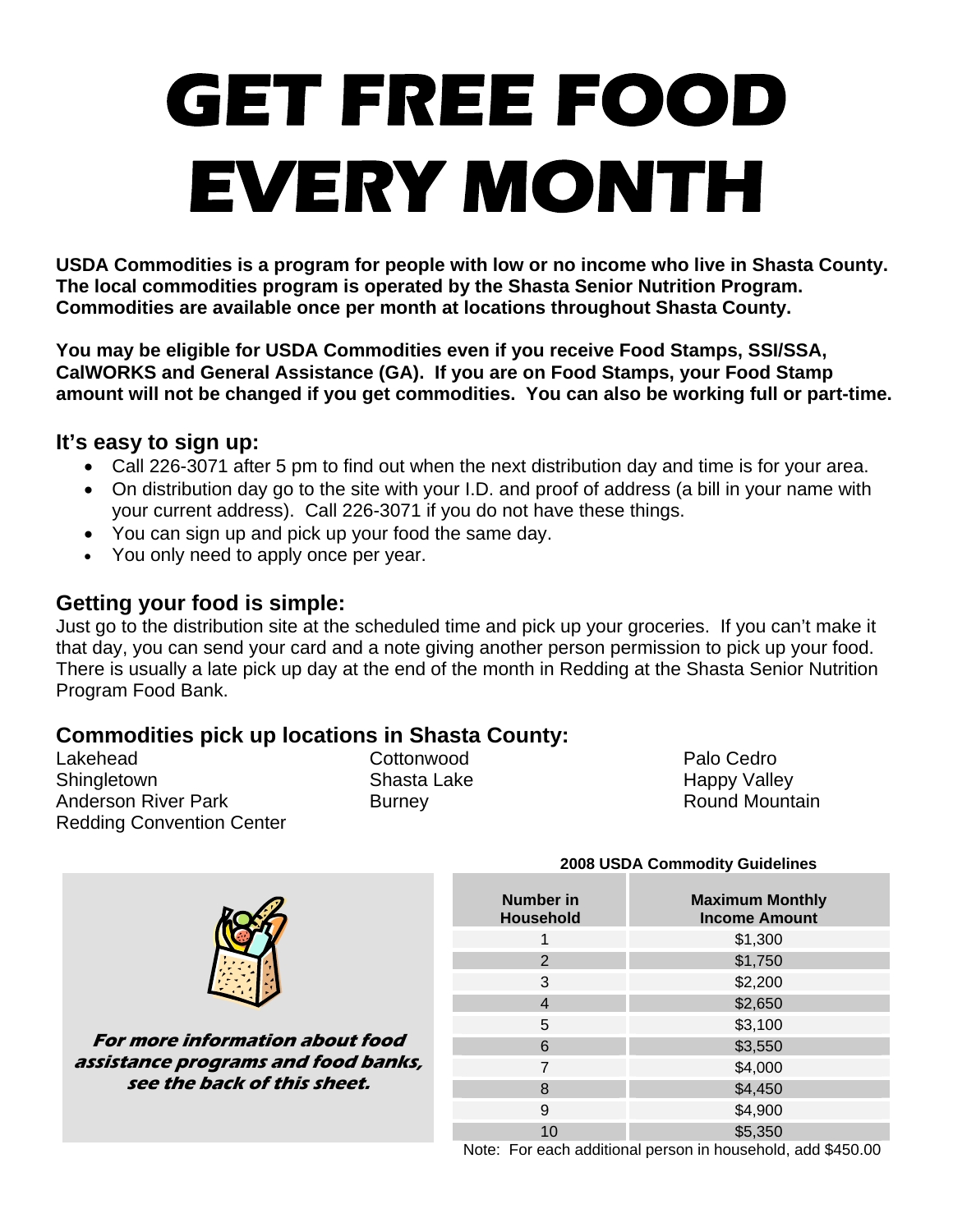# GET FREE FOOD EVERY MONTH

**USDA Commodities is a program for people with low or no income who live in Shasta County. The local commodities program is operated by the Shasta Senior Nutrition Program. Commodities are available once per month at locations throughout Shasta County.**

**You may be eligible for USDA Commodities even if you receive Food Stamps, SSI/SSA, CalWORKS and General Assistance (GA). If you are on Food Stamps, your Food Stamp amount will not be changed if you get commodities. You can also be working full or part-time.**

## It's easy to sign up:

- Call 226-3071 after 5 pm to find out when the next distribution day and time is for your area.
- On distribution day go to the site with your I.D. and proof of address (a bill in your name with your current address). Call 226-3071 if you do not have these things.
- You can sign up and pick up your food the same day.
- You only need to apply once per year.

## Getting your food is simple:

Just go to the distribution site at the scheduled time and pick up your groceries. If you can't make it that day, you can send your card and a note giving another person permission to pick up your food. There is usually a late pick up day at the end of the month in Redding at the Shasta Senior Nutrition Program Food Bank.

## Commodities pick up locations in Shasta County:

Lakehead
Shingletown
Anderson River Park
Redding Convention Center
Cottonwood
Shasta Lake
Burney
Palo Cedro
Happy Valley
Round Mountain

***For more information about food assistance programs and food banks, see the back of this sheet.***

**2008 USDA Commodity Guidelines**

| Number in Household | Maximum Monthly Income Amount |
|---|---|
| 1 | $1,300 |
| 2 | $1,750 |
| 3 | $2,200 |
| 4 | $2,650 |
| 5 | $3,100 |
| 6 | $3,550 |
| 7 | $4,000 |
| 8 | $4,450 |
| 9 | $4,900 |
| 10 | $5,350 |

Note: For each additional person in household, add $450.00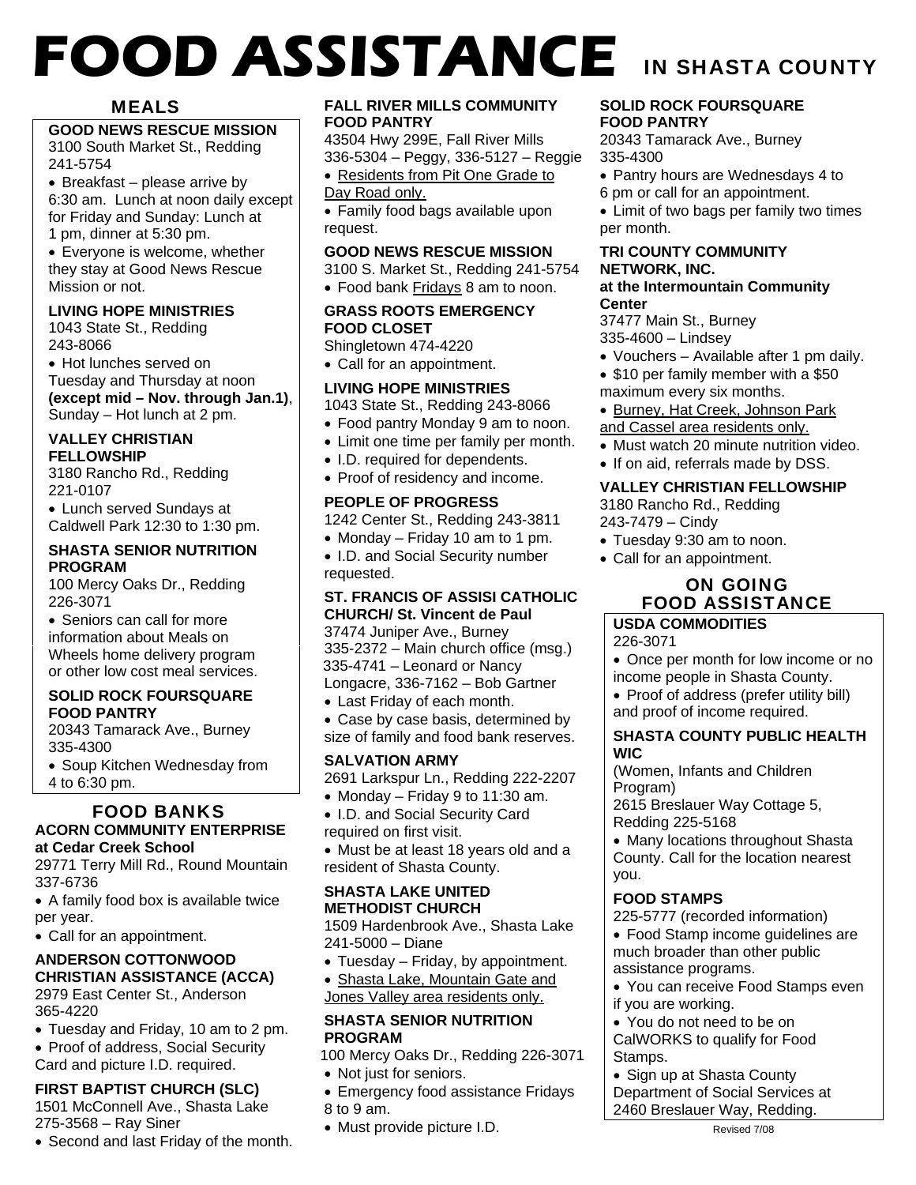# FOOD ASSISTANCE IN SHASTA COUNTY

## MEALS

**GOOD NEWS RESCUE MISSION**
3100 South Market St., Redding
241-5754

- Breakfast – please arrive by 6:30 am. Lunch at noon daily except for Friday and Sunday: Lunch at 1 pm, dinner at 5:30 pm.
- Everyone is welcome, whether they stay at Good News Rescue Mission or not.

**LIVING HOPE MINISTRIES**
1043 State St., Redding
243-8066

- Hot lunches served on Tuesday and Thursday at noon **(except mid – Nov. through Jan.1)**, Sunday – Hot lunch at 2 pm.

**VALLEY CHRISTIAN FELLOWSHIP**
3180 Rancho Rd., Redding
221-0107

- Lunch served Sundays at Caldwell Park 12:30 to 1:30 pm.

**SHASTA SENIOR NUTRITION PROGRAM**
100 Mercy Oaks Dr., Redding
226-3071

- Seniors can call for more information about Meals on Wheels home delivery program or other low cost meal services.

**SOLID ROCK FOURSQUARE FOOD PANTRY**
20343 Tamarack Ave., Burney
335-4300

- Soup Kitchen Wednesday from 4 to 6:30 pm.

## FOOD BANKS

**ACORN COMMUNITY ENTERPRISE at Cedar Creek School**
29771 Terry Mill Rd., Round Mountain
337-6736

- A family food box is available twice per year.
- Call for an appointment.

**ANDERSON COTTONWOOD CHRISTIAN ASSISTANCE (ACCA)**
2979 East Center St., Anderson
365-4220

- Tuesday and Friday, 10 am to 2 pm.
- Proof of address, Social Security Card and picture I.D. required.

**FIRST BAPTIST CHURCH (SLC)**
1501 McConnell Ave., Shasta Lake
275-3568 – Ray Siner

- Second and last Friday of the month.

**FALL RIVER MILLS COMMUNITY FOOD PANTRY**
43504 Hwy 299E, Fall River Mills
336-5304 – Peggy, 336-5127 – Reggie

- Residents from Pit One Grade to Day Road only.
- Family food bags available upon request.

**GOOD NEWS RESCUE MISSION**
3100 S. Market St., Redding 241-5754

- Food bank Fridays 8 am to noon.

**GRASS ROOTS EMERGENCY FOOD CLOSET**
Shingletown 474-4220

- Call for an appointment.

**LIVING HOPE MINISTRIES**
1043 State St., Redding 243-8066

- Food pantry Monday 9 am to noon.
- Limit one time per family per month.
- I.D. required for dependents.
- Proof of residency and income.

**PEOPLE OF PROGRESS**
1242 Center St., Redding 243-3811

- Monday – Friday 10 am to 1 pm.
- I.D. and Social Security number requested.

**ST. FRANCIS OF ASSISI CATHOLIC CHURCH/ St. Vincent de Paul**
37474 Juniper Ave., Burney
335-2372 – Main church office (msg.)
335-4741 – Leonard or Nancy Longacre, 336-7162 – Bob Gartner

- Last Friday of each month.
- Case by case basis, determined by size of family and food bank reserves.

**SALVATION ARMY**
2691 Larkspur Ln., Redding 222-2207

- Monday – Friday 9 to 11:30 am.
- I.D. and Social Security Card required on first visit.
- Must be at least 18 years old and a resident of Shasta County.

**SHASTA LAKE UNITED METHODIST CHURCH**
1509 Hardenbrook Ave., Shasta Lake
241-5000 – Diane

- Tuesday – Friday, by appointment.
- Shasta Lake, Mountain Gate and Jones Valley area residents only.

**SHASTA SENIOR NUTRITION PROGRAM**
100 Mercy Oaks Dr., Redding 226-3071

- Not just for seniors.
- Emergency food assistance Fridays 8 to 9 am.
- Must provide picture I.D.

**SOLID ROCK FOURSQUARE FOOD PANTRY**
20343 Tamarack Ave., Burney
335-4300

- Pantry hours are Wednesdays 4 to 6 pm or call for an appointment.
- Limit of two bags per family two times per month.

**TRI COUNTY COMMUNITY NETWORK, INC. at the Intermountain Community Center**
37477 Main St., Burney
335-4600 – Lindsey

- Vouchers – Available after 1 pm daily.
- $10 per family member with a $50 maximum every six months.
- Burney, Hat Creek, Johnson Park and Cassel area residents only.
- Must watch 20 minute nutrition video.
- If on aid, referrals made by DSS.

**VALLEY CHRISTIAN FELLOWSHIP**
3180 Rancho Rd., Redding
243-7479 – Cindy

- Tuesday 9:30 am to noon.
- Call for an appointment.

## ON GOING FOOD ASSISTANCE

**USDA COMMODITIES**
226-3071

- Once per month for low income or no income people in Shasta County.
- Proof of address (prefer utility bill) and proof of income required.

**SHASTA COUNTY PUBLIC HEALTH WIC**
(Women, Infants and Children Program)
2615 Breslauer Way Cottage 5, Redding 225-5168

- Many locations throughout Shasta County. Call for the location nearest you.

**FOOD STAMPS**
225-5777 (recorded information)

- Food Stamp income guidelines are much broader than other public assistance programs.
- You can receive Food Stamps even if you are working.
- You do not need to be on CalWORKS to qualify for Food Stamps.
- Sign up at Shasta County Department of Social Services at 2460 Breslauer Way, Redding.

Revised 7/08